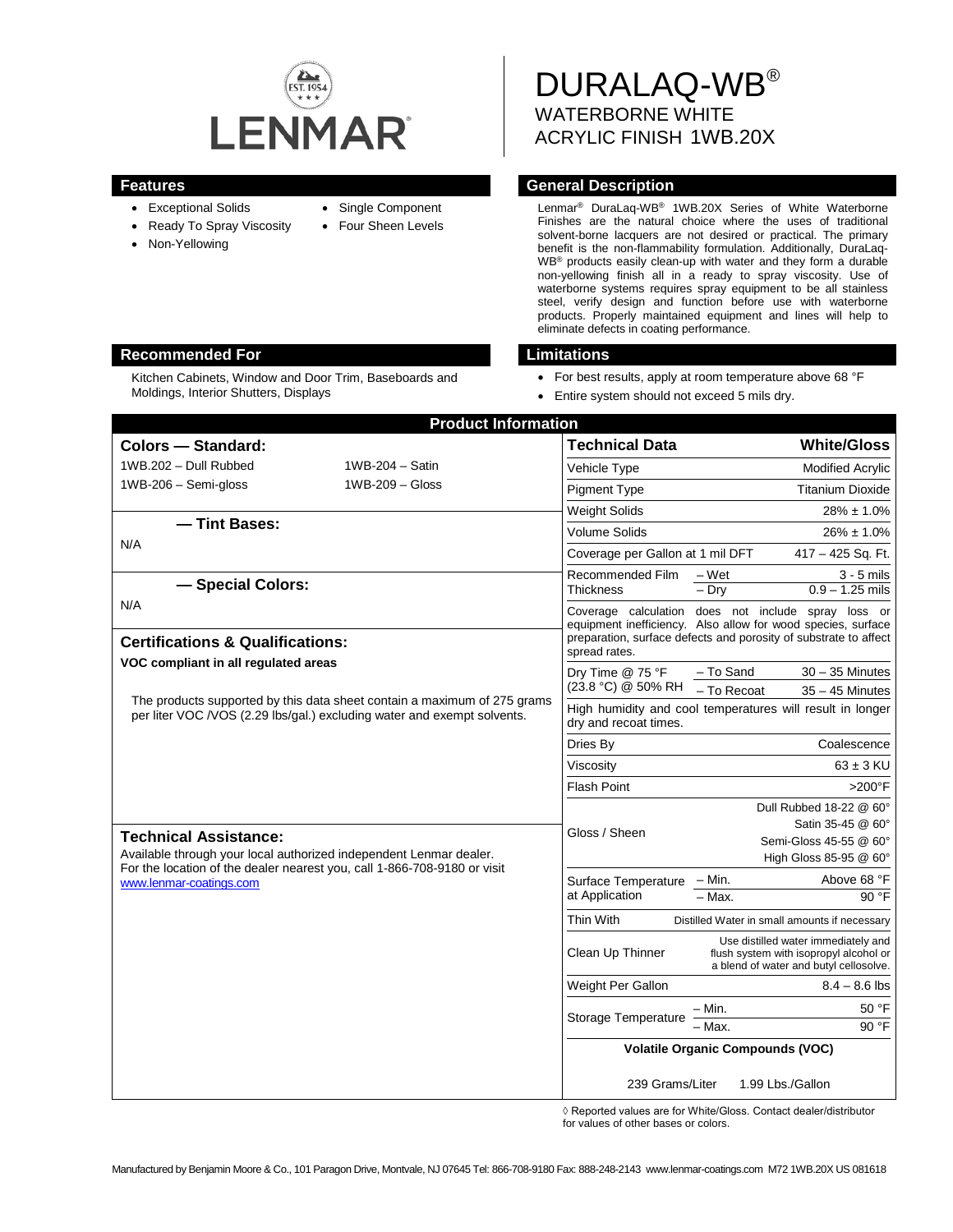# DURALAQ-WB®

## WATERBORNE WHITE ACRYLIC FINISH 1WB.20X

## Features

- Exceptional Solids
- Ready To Spray Viscosity
- Non-Yellowing
- Single Component
- Four Sheen Levels

## General Description

Lenmar® DuraLaq-WB® 1WB.20X Series of White Waterborne Finishes are the natural choice where the uses of traditional solvent-borne lacquers are not desired or practical. The primary benefit is the non-flammability formulation. Additionally, DuraLaq-WB® products easily clean-up with water and they form a durable non-yellowing finish all in a ready to spray viscosity. Use of waterborne systems requires spray equipment to be all stainless steel, verify design and function before use with waterborne products. Properly maintained equipment and lines will help to eliminate defects in coating performance.

## Recommended For

Kitchen Cabinets, Window and Door Trim, Baseboards and Moldings, Interior Shutters, Displays

## Limitations

- For best results, apply at room temperature above 68 °F
- Entire system should not exceed 5 mils dry.

## Product Information

### Colors — Standard:

| | |
|---|---|
| 1WB.202 – Dull Rubbed | 1WB-204 – Satin |
| 1WB-206 – Semi-gloss | 1WB-209 – Gloss |

### — Tint Bases:

N/A

### — Special Colors:

N/A

### Certifications & Qualifications:

**VOC compliant in all regulated areas**

The products supported by this data sheet contain a maximum of 275 grams per liter VOC /VOS (2.29 lbs/gal.) excluding water and exempt solvents.

### Technical Assistance:

Available through your local authorized independent Lenmar dealer. For the location of the dealer nearest you, call 1-866-708-9180 or visit www.lenmar-coatings.com

| Technical Data | | White/Gloss |
|---|---|---|
| Vehicle Type | | Modified Acrylic |
| Pigment Type | | Titanium Dioxide |
| Weight Solids | | 28% ± 1.0% |
| Volume Solids | | 26% ± 1.0% |
| Coverage per Gallon at 1 mil DFT | | 417 – 425 Sq. Ft. |
| Recommended Film Thickness | – Wet | 3 - 5 mils |
| | – Dry | 0.9 – 1.25 mils |
| Coverage calculation does not include spray loss or equipment inefficiency. Also allow for wood species, surface preparation, surface defects and porosity of substrate to affect spread rates. | | |
| Dry Time @ 75 °F (23.8 °C) @ 50% RH | – To Sand | 30 – 35 Minutes |
| | – To Recoat | 35 – 45 Minutes |
| High humidity and cool temperatures will result in longer dry and recoat times. | | |
| Dries By | | Coalescence |
| Viscosity | | 63 ± 3 KU |
| Flash Point | | >200°F |
| Gloss / Sheen | | Dull Rubbed 18-22 @ 60°<br>Satin 35-45 @ 60°<br>Semi-Gloss 45-55 @ 60°<br>High Gloss 85-95 @ 60° |
| Surface Temperature at Application | – Min. | Above 68 °F |
| | – Max. | 90 °F |
| Thin With | | Distilled Water in small amounts if necessary |
| Clean Up Thinner | | Use distilled water immediately and flush system with isopropyl alcohol or a blend of water and butyl cellosolve. |
| Weight Per Gallon | | 8.4 – 8.6 lbs |
| Storage Temperature | – Min. | 50 °F |
| | – Max. | 90 °F |
| **Volatile Organic Compounds (VOC)** | | |
| 239 Grams/Liter | | 1.99 Lbs./Gallon |

◊ Reported values are for White/Gloss. Contact dealer/distributor for values of other bases or colors.

Manufactured by Benjamin Moore & Co., 101 Paragon Drive, Montvale, NJ 07645 Tel: 866-708-9180 Fax: 888-248-2143 www.lenmar-coatings.com M72 1WB.20X US 081618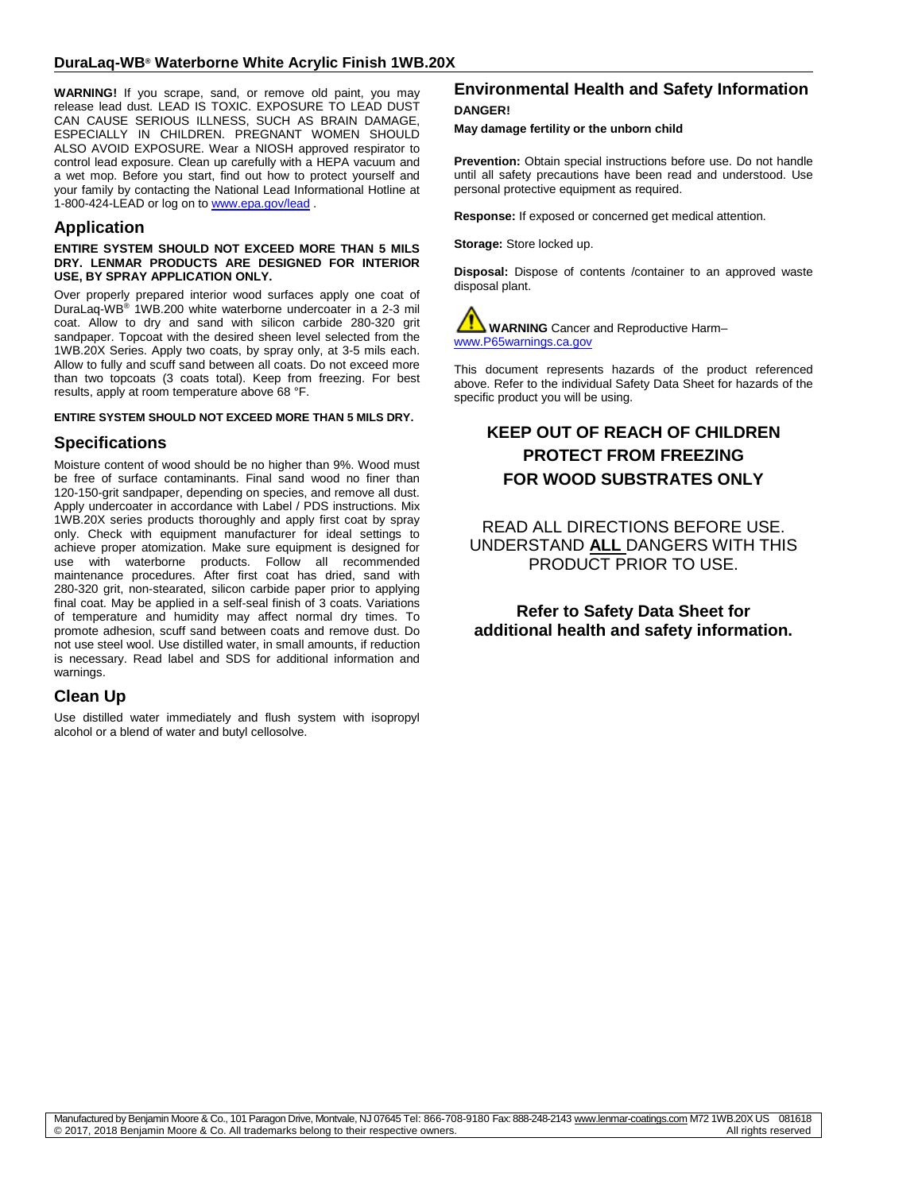# DuraLaq-WB® Waterborne White Acrylic Finish 1WB.20X

**WARNING!** If you scrape, sand, or remove old paint, you may release lead dust. LEAD IS TOXIC. EXPOSURE TO LEAD DUST CAN CAUSE SERIOUS ILLNESS, SUCH AS BRAIN DAMAGE, ESPECIALLY IN CHILDREN. PREGNANT WOMEN SHOULD ALSO AVOID EXPOSURE. Wear a NIOSH approved respirator to control lead exposure. Clean up carefully with a HEPA vacuum and a wet mop. Before you start, find out how to protect yourself and your family by contacting the National Lead Informational Hotline at 1-800-424-LEAD or log on to www.epa.gov/lead .

## Application

**ENTIRE SYSTEM SHOULD NOT EXCEED MORE THAN 5 MILS DRY. LENMAR PRODUCTS ARE DESIGNED FOR INTERIOR USE, BY SPRAY APPLICATION ONLY.**

Over properly prepared interior wood surfaces apply one coat of DuraLaq-WB® 1WB.200 white waterborne undercoater in a 2-3 mil coat. Allow to dry and sand with silicon carbide 280-320 grit sandpaper. Topcoat with the desired sheen level selected from the 1WB.20X Series. Apply two coats, by spray only, at 3-5 mils each. Allow to fully and scuff sand between all coats. Do not exceed more than two topcoats (3 coats total). Keep from freezing. For best results, apply at room temperature above 68 °F.

**ENTIRE SYSTEM SHOULD NOT EXCEED MORE THAN 5 MILS DRY.**

## Specifications

Moisture content of wood should be no higher than 9%. Wood must be free of surface contaminants. Final sand wood no finer than 120-150-grit sandpaper, depending on species, and remove all dust. Apply undercoater in accordance with Label / PDS instructions. Mix 1WB.20X series products thoroughly and apply first coat by spray only. Check with equipment manufacturer for ideal settings to achieve proper atomization. Make sure equipment is designed for use with waterborne products. Follow all recommended maintenance procedures. After first coat has dried, sand with 280-320 grit, non-stearated, silicon carbide paper prior to applying final coat. May be applied in a self-seal finish of 3 coats. Variations of temperature and humidity may affect normal dry times. To promote adhesion, scuff sand between coats and remove dust. Do not use steel wool. Use distilled water, in small amounts, if reduction is necessary. Read label and SDS for additional information and warnings.

## Clean Up

Use distilled water immediately and flush system with isopropyl alcohol or a blend of water and butyl cellosolve.

## Environmental Health and Safety Information

**DANGER!**

**May damage fertility or the unborn child**

**Prevention:** Obtain special instructions before use. Do not handle until all safety precautions have been read and understood. Use personal protective equipment as required.

**Response:** If exposed or concerned get medical attention.

**Storage:** Store locked up.

**Disposal:** Dispose of contents /container to an approved waste disposal plant.

**WARNING** Cancer and Reproductive Harm– www.P65warnings.ca.gov

This document represents hazards of the product referenced above. Refer to the individual Safety Data Sheet for hazards of the specific product you will be using.

**KEEP OUT OF REACH OF CHILDREN**
**PROTECT FROM FREEZING**
**FOR WOOD SUBSTRATES ONLY**

READ ALL DIRECTIONS BEFORE USE. UNDERSTAND **ALL** DANGERS WITH THIS PRODUCT PRIOR TO USE.

**Refer to Safety Data Sheet for additional health and safety information.**

Manufactured by Benjamin Moore & Co., 101 Paragon Drive, Montvale, NJ 07645 Tel: 866-708-9180 Fax: 888-248-2143 www.lenmar-coatings.com M72 1WB.20X US 081618
© 2017, 2018 Benjamin Moore & Co. All trademarks belong to their respective owners. All rights reserved